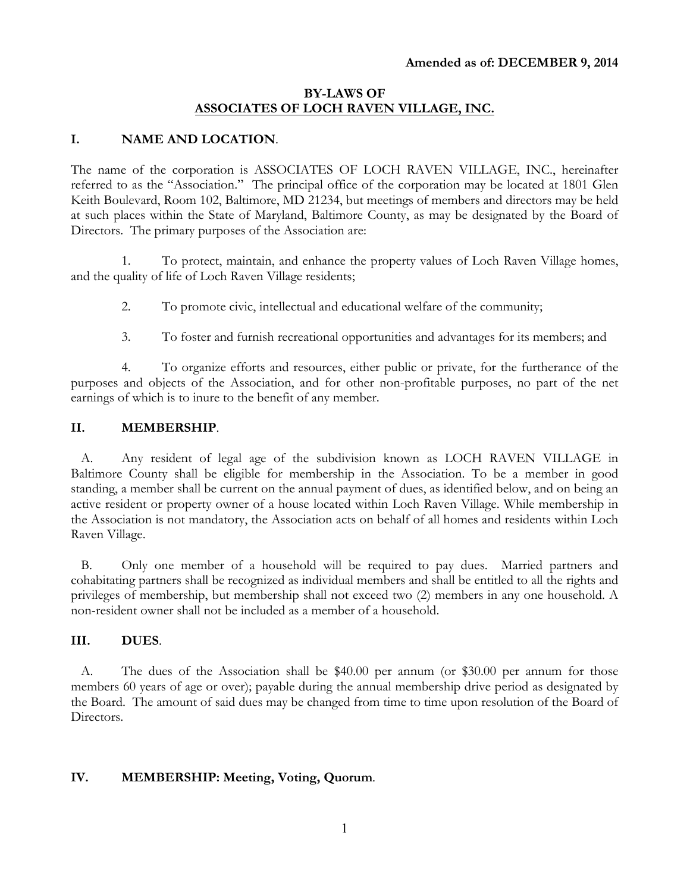**Amended as of: DECEMBER 9, 2014**

# BY-LAWS OF
# ASSOCIATES OF LOCH RAVEN VILLAGE, INC.

## I. NAME AND LOCATION.

The name of the corporation is ASSOCIATES OF LOCH RAVEN VILLAGE, INC., hereinafter referred to as the "Association." The principal office of the corporation may be located at 1801 Glen Keith Boulevard, Room 102, Baltimore, MD 21234, but meetings of members and directors may be held at such places within the State of Maryland, Baltimore County, as may be designated by the Board of Directors. The primary purposes of the Association are:

1. To protect, maintain, and enhance the property values of Loch Raven Village homes, and the quality of life of Loch Raven Village residents;

2. To promote civic, intellectual and educational welfare of the community;

3. To foster and furnish recreational opportunities and advantages for its members; and

4. To organize efforts and resources, either public or private, for the furtherance of the purposes and objects of the Association, and for other non-profitable purposes, no part of the net earnings of which is to inure to the benefit of any member.

## II. MEMBERSHIP.

A. Any resident of legal age of the subdivision known as LOCH RAVEN VILLAGE in Baltimore County shall be eligible for membership in the Association. To be a member in good standing, a member shall be current on the annual payment of dues, as identified below, and on being an active resident or property owner of a house located within Loch Raven Village. While membership in the Association is not mandatory, the Association acts on behalf of all homes and residents within Loch Raven Village.

B. Only one member of a household will be required to pay dues. Married partners and cohabitating partners shall be recognized as individual members and shall be entitled to all the rights and privileges of membership, but membership shall not exceed two (2) members in any one household. A non-resident owner shall not be included as a member of a household.

## III. DUES.

A. The dues of the Association shall be $40.00 per annum (or $30.00 per annum for those members 60 years of age or over); payable during the annual membership drive period as designated by the Board. The amount of said dues may be changed from time to time upon resolution of the Board of Directors.

## IV. MEMBERSHIP: Meeting, Voting, Quorum.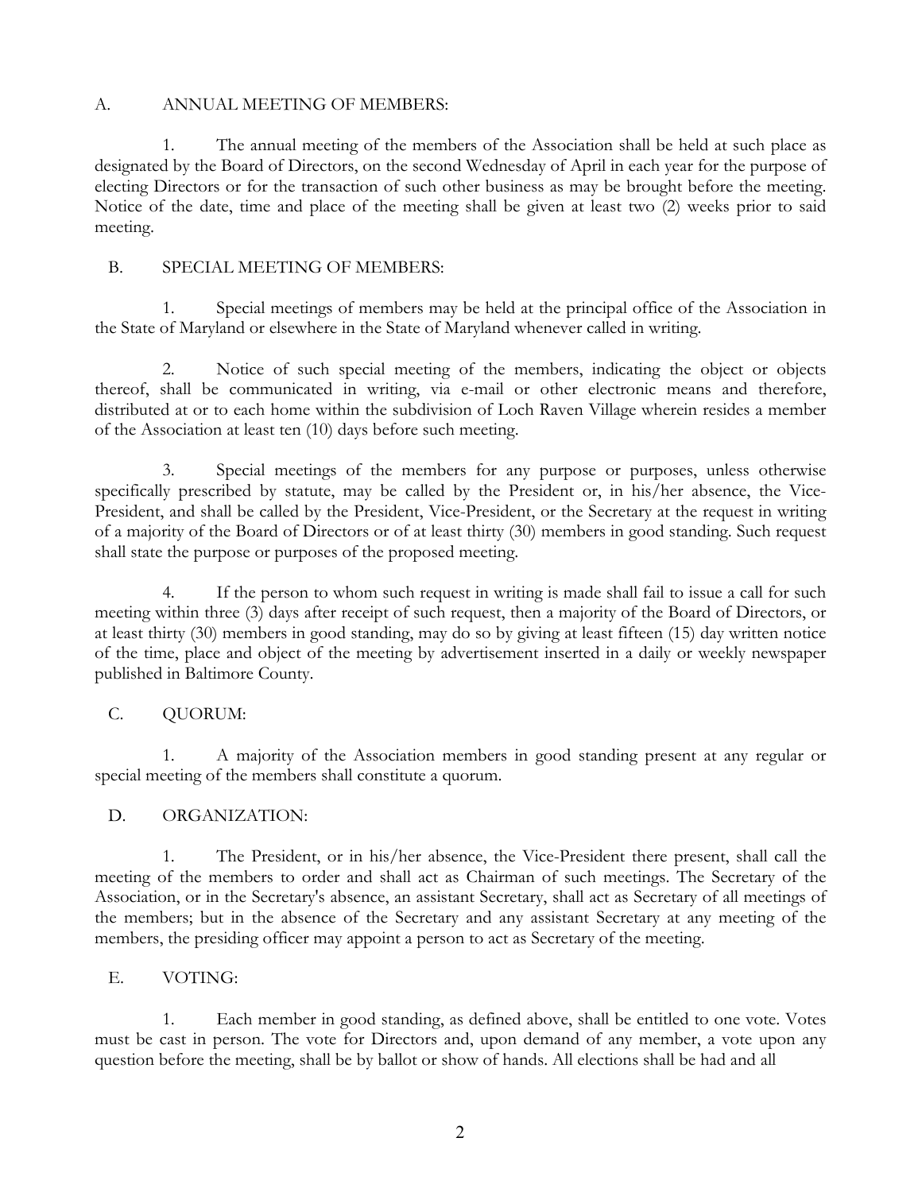## A. ANNUAL MEETING OF MEMBERS:

1. The annual meeting of the members of the Association shall be held at such place as designated by the Board of Directors, on the second Wednesday of April in each year for the purpose of electing Directors or for the transaction of such other business as may be brought before the meeting. Notice of the date, time and place of the meeting shall be given at least two (2) weeks prior to said meeting.

## B. SPECIAL MEETING OF MEMBERS:

1. Special meetings of members may be held at the principal office of the Association in the State of Maryland or elsewhere in the State of Maryland whenever called in writing.

2. Notice of such special meeting of the members, indicating the object or objects thereof, shall be communicated in writing, via e-mail or other electronic means and therefore, distributed at or to each home within the subdivision of Loch Raven Village wherein resides a member of the Association at least ten (10) days before such meeting.

3. Special meetings of the members for any purpose or purposes, unless otherwise specifically prescribed by statute, may be called by the President or, in his/her absence, the Vice-President, and shall be called by the President, Vice-President, or the Secretary at the request in writing of a majority of the Board of Directors or of at least thirty (30) members in good standing. Such request shall state the purpose or purposes of the proposed meeting.

4. If the person to whom such request in writing is made shall fail to issue a call for such meeting within three (3) days after receipt of such request, then a majority of the Board of Directors, or at least thirty (30) members in good standing, may do so by giving at least fifteen (15) day written notice of the time, place and object of the meeting by advertisement inserted in a daily or weekly newspaper published in Baltimore County.

## C. QUORUM:

1. A majority of the Association members in good standing present at any regular or special meeting of the members shall constitute a quorum.

## D. ORGANIZATION:

1. The President, or in his/her absence, the Vice-President there present, shall call the meeting of the members to order and shall act as Chairman of such meetings. The Secretary of the Association, or in the Secretary's absence, an assistant Secretary, shall act as Secretary of all meetings of the members; but in the absence of the Secretary and any assistant Secretary at any meeting of the members, the presiding officer may appoint a person to act as Secretary of the meeting.

## E. VOTING:

1. Each member in good standing, as defined above, shall be entitled to one vote. Votes must be cast in person. The vote for Directors and, upon demand of any member, a vote upon any question before the meeting, shall be by ballot or show of hands. All elections shall be had and all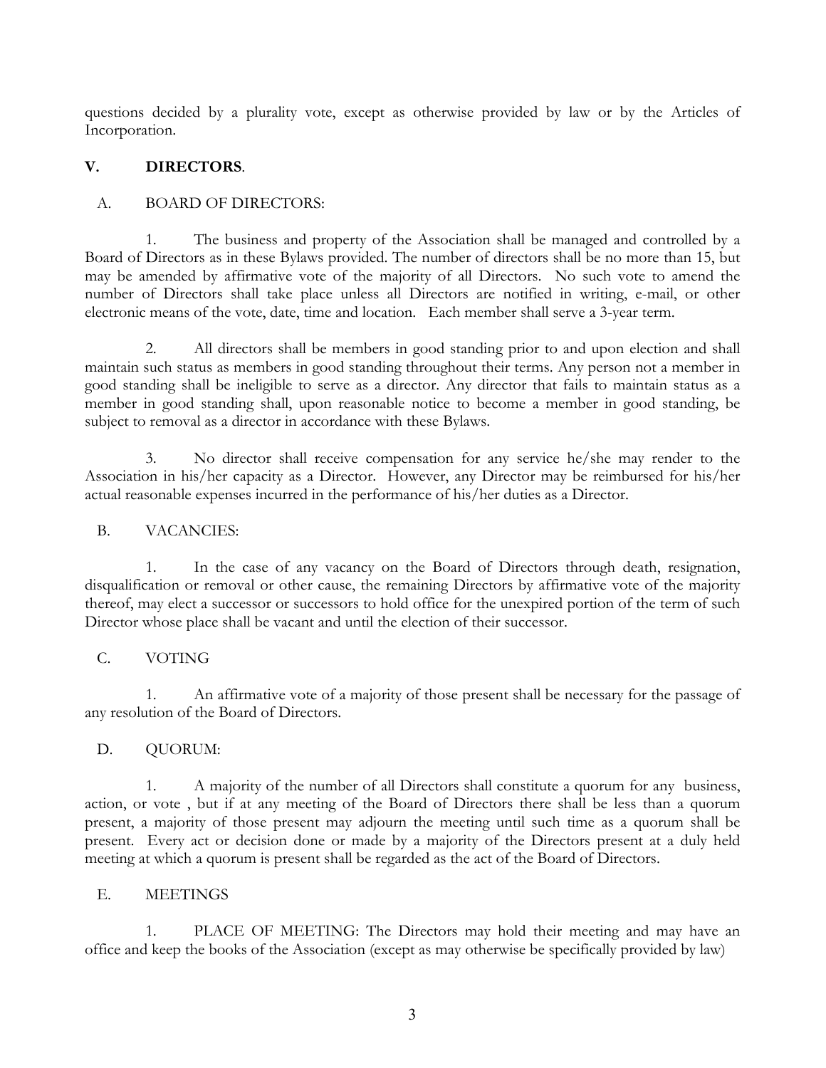questions decided by a plurality vote, except as otherwise provided by law or by the Articles of Incorporation.

## V. DIRECTORS.

### A. BOARD OF DIRECTORS:

1. The business and property of the Association shall be managed and controlled by a Board of Directors as in these Bylaws provided. The number of directors shall be no more than 15, but may be amended by affirmative vote of the majority of all Directors. No such vote to amend the number of Directors shall take place unless all Directors are notified in writing, e-mail, or other electronic means of the vote, date, time and location. Each member shall serve a 3-year term.

2. All directors shall be members in good standing prior to and upon election and shall maintain such status as members in good standing throughout their terms. Any person not a member in good standing shall be ineligible to serve as a director. Any director that fails to maintain status as a member in good standing shall, upon reasonable notice to become a member in good standing, be subject to removal as a director in accordance with these Bylaws.

3. No director shall receive compensation for any service he/she may render to the Association in his/her capacity as a Director. However, any Director may be reimbursed for his/her actual reasonable expenses incurred in the performance of his/her duties as a Director.

### B. VACANCIES:

1. In the case of any vacancy on the Board of Directors through death, resignation, disqualification or removal or other cause, the remaining Directors by affirmative vote of the majority thereof, may elect a successor or successors to hold office for the unexpired portion of the term of such Director whose place shall be vacant and until the election of their successor.

### C. VOTING

1. An affirmative vote of a majority of those present shall be necessary for the passage of any resolution of the Board of Directors.

### D. QUORUM:

1. A majority of the number of all Directors shall constitute a quorum for any business, action, or vote , but if at any meeting of the Board of Directors there shall be less than a quorum present, a majority of those present may adjourn the meeting until such time as a quorum shall be present. Every act or decision done or made by a majority of the Directors present at a duly held meeting at which a quorum is present shall be regarded as the act of the Board of Directors.

### E. MEETINGS

1. PLACE OF MEETING: The Directors may hold their meeting and may have an office and keep the books of the Association (except as may otherwise be specifically provided by law)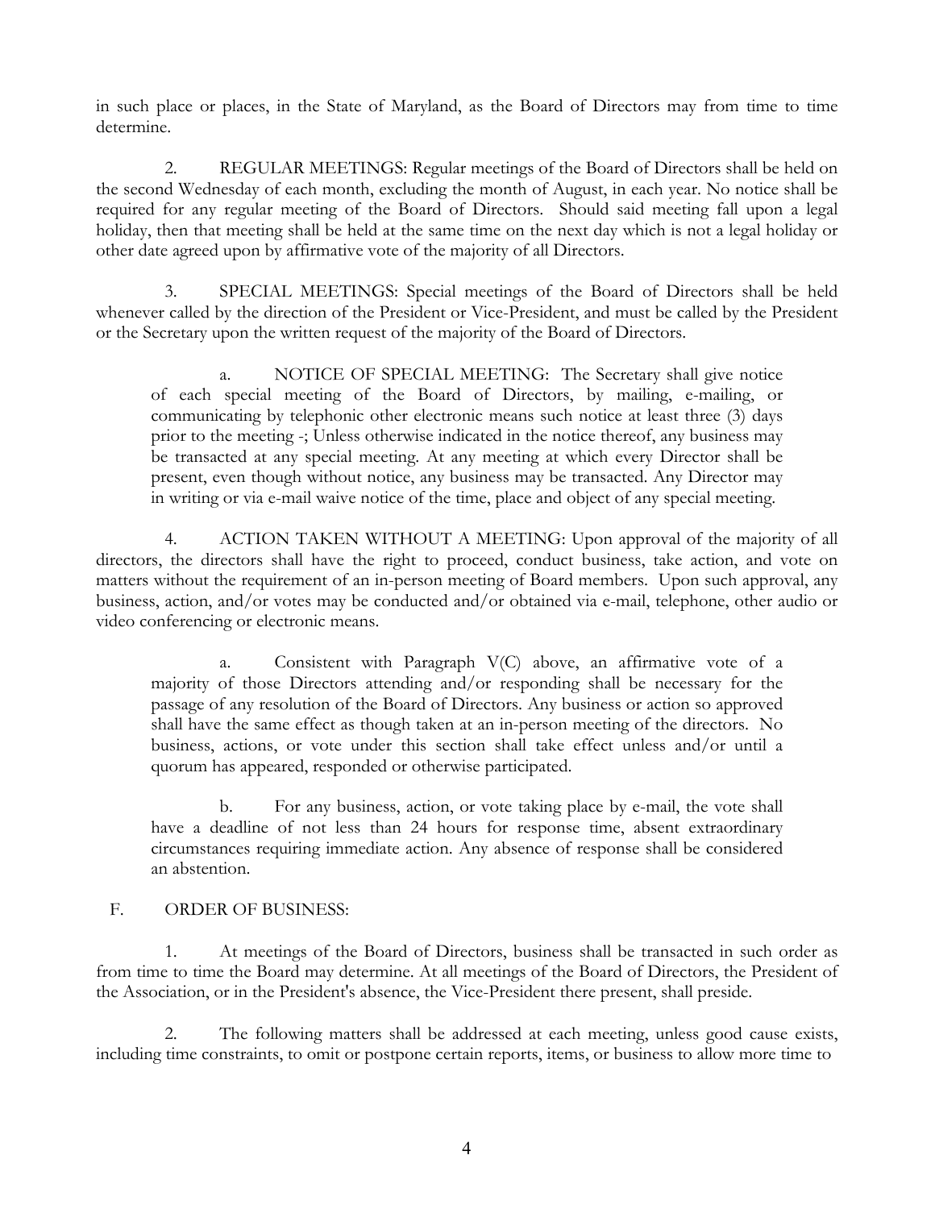in such place or places, in the State of Maryland, as the Board of Directors may from time to time determine.

2. REGULAR MEETINGS: Regular meetings of the Board of Directors shall be held on the second Wednesday of each month, excluding the month of August, in each year. No notice shall be required for any regular meeting of the Board of Directors. Should said meeting fall upon a legal holiday, then that meeting shall be held at the same time on the next day which is not a legal holiday or other date agreed upon by affirmative vote of the majority of all Directors.

3. SPECIAL MEETINGS: Special meetings of the Board of Directors shall be held whenever called by the direction of the President or Vice-President, and must be called by the President or the Secretary upon the written request of the majority of the Board of Directors.

> a. NOTICE OF SPECIAL MEETING: The Secretary shall give notice of each special meeting of the Board of Directors, by mailing, e-mailing, or communicating by telephonic other electronic means such notice at least three (3) days prior to the meeting -; Unless otherwise indicated in the notice thereof, any business may be transacted at any special meeting. At any meeting at which every Director shall be present, even though without notice, any business may be transacted. Any Director may in writing or via e-mail waive notice of the time, place and object of any special meeting.

4. ACTION TAKEN WITHOUT A MEETING: Upon approval of the majority of all directors, the directors shall have the right to proceed, conduct business, take action, and vote on matters without the requirement of an in-person meeting of Board members. Upon such approval, any business, action, and/or votes may be conducted and/or obtained via e-mail, telephone, other audio or video conferencing or electronic means.

> a. Consistent with Paragraph V(C) above, an affirmative vote of a majority of those Directors attending and/or responding shall be necessary for the passage of any resolution of the Board of Directors. Any business or action so approved shall have the same effect as though taken at an in-person meeting of the directors. No business, actions, or vote under this section shall take effect unless and/or until a quorum has appeared, responded or otherwise participated.
>
> b. For any business, action, or vote taking place by e-mail, the vote shall have a deadline of not less than 24 hours for response time, absent extraordinary circumstances requiring immediate action. Any absence of response shall be considered an abstention.

F. ORDER OF BUSINESS:

1. At meetings of the Board of Directors, business shall be transacted in such order as from time to time the Board may determine. At all meetings of the Board of Directors, the President of the Association, or in the President's absence, the Vice-President there present, shall preside.

2. The following matters shall be addressed at each meeting, unless good cause exists, including time constraints, to omit or postpone certain reports, items, or business to allow more time to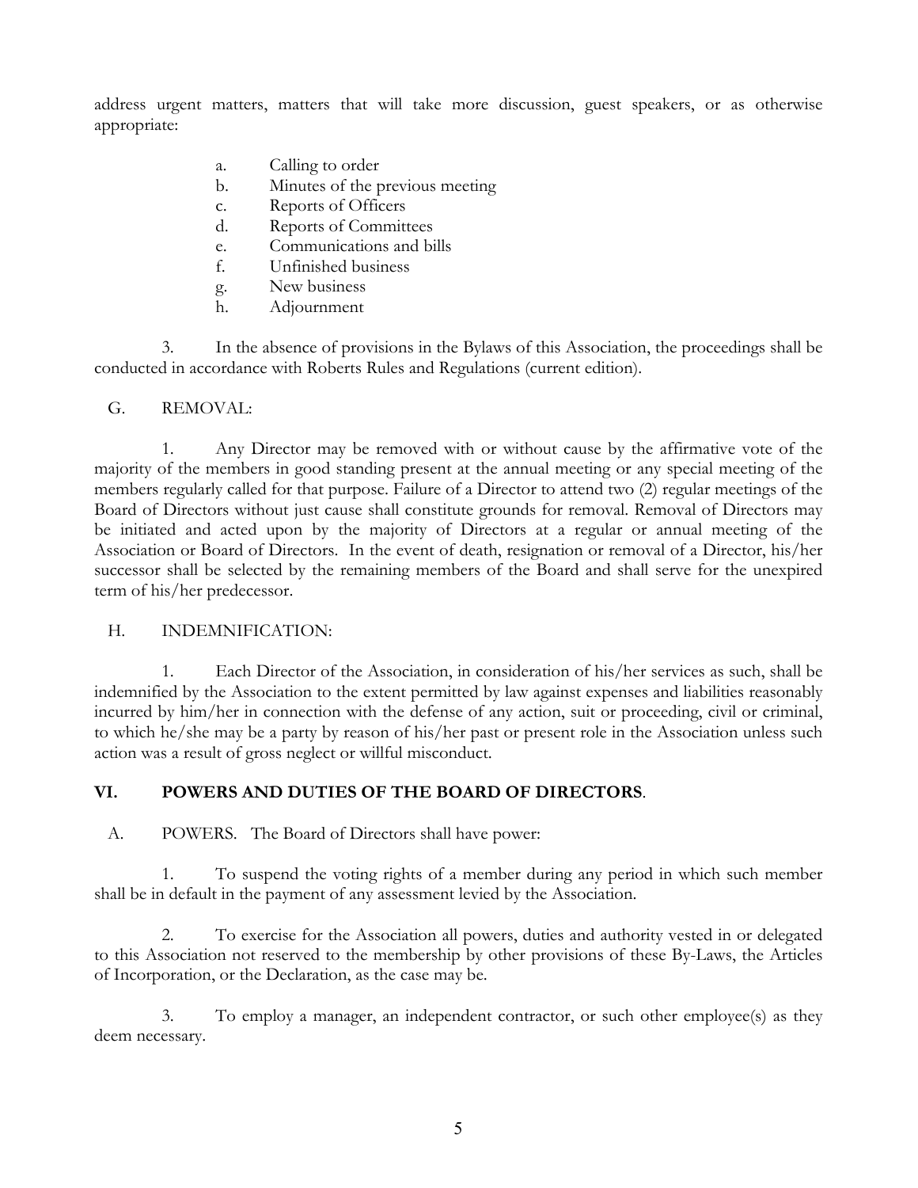address urgent matters, matters that will take more discussion, guest speakers, or as otherwise appropriate:

a. Calling to order
b. Minutes of the previous meeting
c. Reports of Officers
d. Reports of Committees
e. Communications and bills
f. Unfinished business
g. New business
h. Adjournment

3. In the absence of provisions in the Bylaws of this Association, the proceedings shall be conducted in accordance with Roberts Rules and Regulations (current edition).

G. REMOVAL:

1. Any Director may be removed with or without cause by the affirmative vote of the majority of the members in good standing present at the annual meeting or any special meeting of the members regularly called for that purpose. Failure of a Director to attend two (2) regular meetings of the Board of Directors without just cause shall constitute grounds for removal. Removal of Directors may be initiated and acted upon by the majority of Directors at a regular or annual meeting of the Association or Board of Directors. In the event of death, resignation or removal of a Director, his/her successor shall be selected by the remaining members of the Board and shall serve for the unexpired term of his/her predecessor.

H. INDEMNIFICATION:

1. Each Director of the Association, in consideration of his/her services as such, shall be indemnified by the Association to the extent permitted by law against expenses and liabilities reasonably incurred by him/her in connection with the defense of any action, suit or proceeding, civil or criminal, to which he/she may be a party by reason of his/her past or present role in the Association unless such action was a result of gross neglect or willful misconduct.

## VI. POWERS AND DUTIES OF THE BOARD OF DIRECTORS.

A. POWERS. The Board of Directors shall have power:

1. To suspend the voting rights of a member during any period in which such member shall be in default in the payment of any assessment levied by the Association.

2. To exercise for the Association all powers, duties and authority vested in or delegated to this Association not reserved to the membership by other provisions of these By-Laws, the Articles of Incorporation, or the Declaration, as the case may be.

3. To employ a manager, an independent contractor, or such other employee(s) as they deem necessary.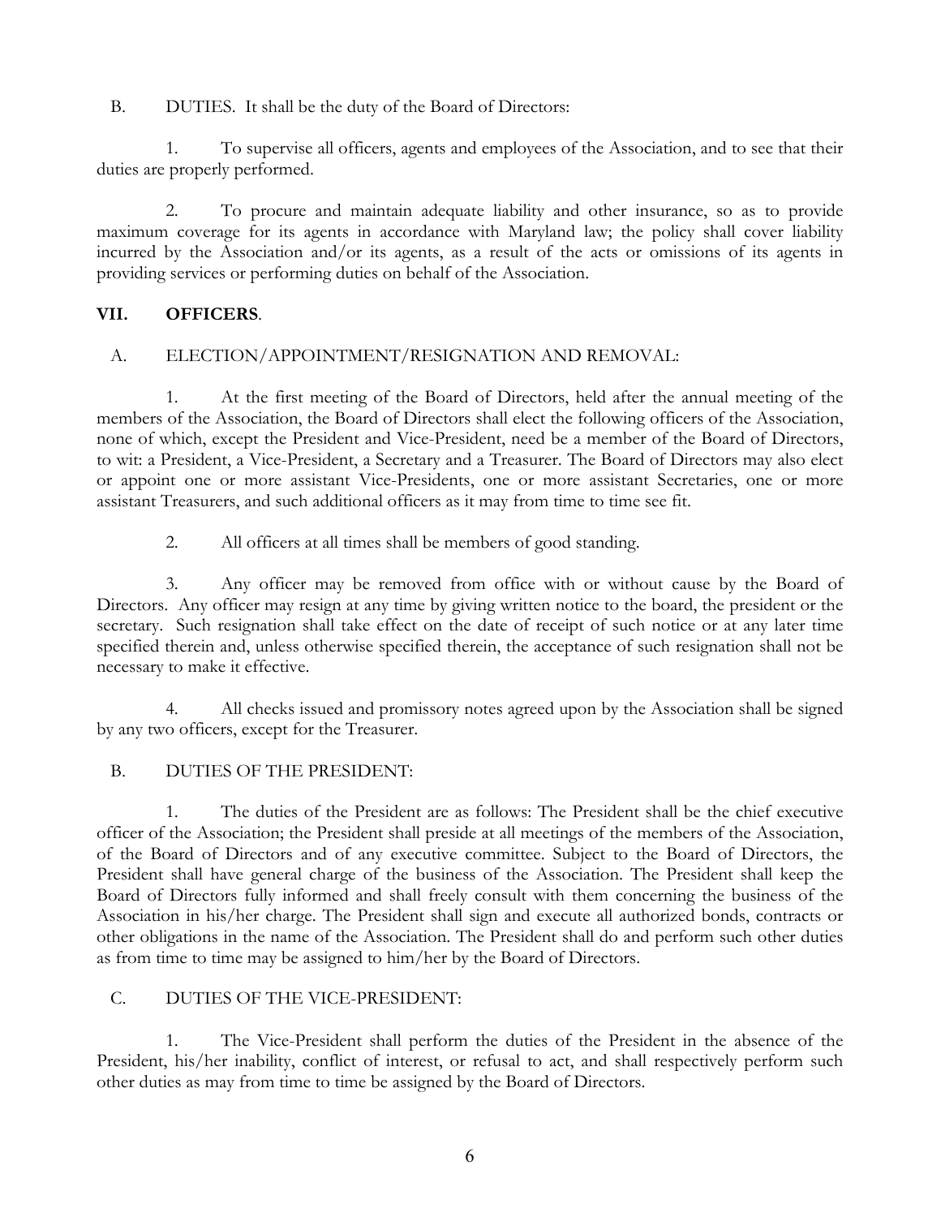B. DUTIES. It shall be the duty of the Board of Directors:

1. To supervise all officers, agents and employees of the Association, and to see that their duties are properly performed.

2. To procure and maintain adequate liability and other insurance, so as to provide maximum coverage for its agents in accordance with Maryland law; the policy shall cover liability incurred by the Association and/or its agents, as a result of the acts or omissions of its agents in providing services or performing duties on behalf of the Association.

## VII. OFFICERS.

A. ELECTION/APPOINTMENT/RESIGNATION AND REMOVAL:

1. At the first meeting of the Board of Directors, held after the annual meeting of the members of the Association, the Board of Directors shall elect the following officers of the Association, none of which, except the President and Vice-President, need be a member of the Board of Directors, to wit: a President, a Vice-President, a Secretary and a Treasurer. The Board of Directors may also elect or appoint one or more assistant Vice-Presidents, one or more assistant Secretaries, one or more assistant Treasurers, and such additional officers as it may from time to time see fit.

2. All officers at all times shall be members of good standing.

3. Any officer may be removed from office with or without cause by the Board of Directors. Any officer may resign at any time by giving written notice to the board, the president or the secretary. Such resignation shall take effect on the date of receipt of such notice or at any later time specified therein and, unless otherwise specified therein, the acceptance of such resignation shall not be necessary to make it effective.

4. All checks issued and promissory notes agreed upon by the Association shall be signed by any two officers, except for the Treasurer.

B. DUTIES OF THE PRESIDENT:

1. The duties of the President are as follows: The President shall be the chief executive officer of the Association; the President shall preside at all meetings of the members of the Association, of the Board of Directors and of any executive committee. Subject to the Board of Directors, the President shall have general charge of the business of the Association. The President shall keep the Board of Directors fully informed and shall freely consult with them concerning the business of the Association in his/her charge. The President shall sign and execute all authorized bonds, contracts or other obligations in the name of the Association. The President shall do and perform such other duties as from time to time may be assigned to him/her by the Board of Directors.

C. DUTIES OF THE VICE-PRESIDENT:

1. The Vice-President shall perform the duties of the President in the absence of the President, his/her inability, conflict of interest, or refusal to act, and shall respectively perform such other duties as may from time to time be assigned by the Board of Directors.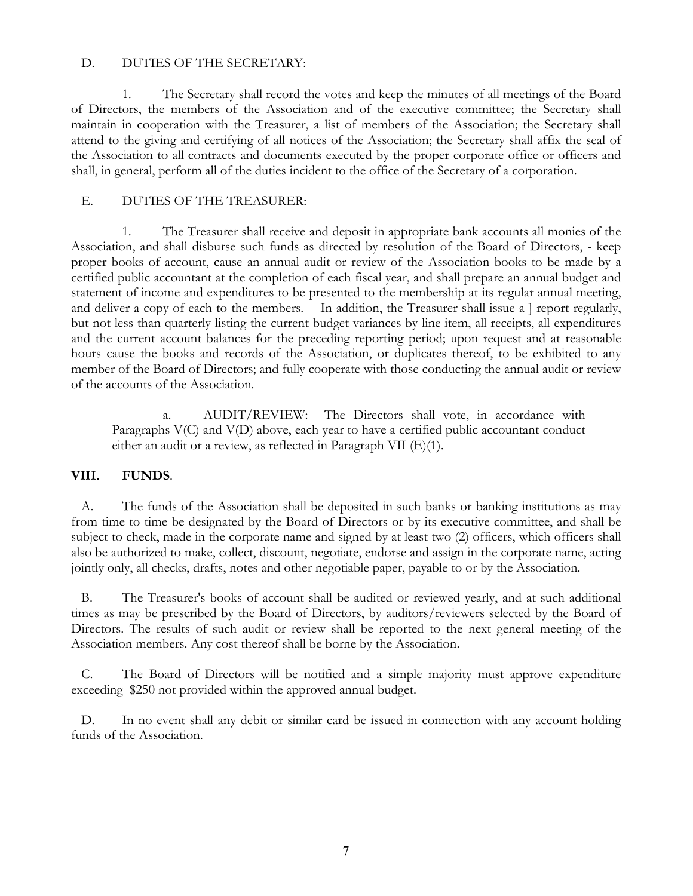D. DUTIES OF THE SECRETARY:

1. The Secretary shall record the votes and keep the minutes of all meetings of the Board of Directors, the members of the Association and of the executive committee; the Secretary shall maintain in cooperation with the Treasurer, a list of members of the Association; the Secretary shall attend to the giving and certifying of all notices of the Association; the Secretary shall affix the seal of the Association to all contracts and documents executed by the proper corporate office or officers and shall, in general, perform all of the duties incident to the office of the Secretary of a corporation.

E. DUTIES OF THE TREASURER:

1. The Treasurer shall receive and deposit in appropriate bank accounts all monies of the Association, and shall disburse such funds as directed by resolution of the Board of Directors, - keep proper books of account, cause an annual audit or review of the Association books to be made by a certified public accountant at the completion of each fiscal year, and shall prepare an annual budget and statement of income and expenditures to be presented to the membership at its regular annual meeting, and deliver a copy of each to the members. In addition, the Treasurer shall issue a ] report regularly, but not less than quarterly listing the current budget variances by line item, all receipts, all expenditures and the current account balances for the preceding reporting period; upon request and at reasonable hours cause the books and records of the Association, or duplicates thereof, to be exhibited to any member of the Board of Directors; and fully cooperate with those conducting the annual audit or review of the accounts of the Association.

a. AUDIT/REVIEW: The Directors shall vote, in accordance with Paragraphs V(C) and V(D) above, each year to have a certified public accountant conduct either an audit or a review, as reflected in Paragraph VII (E)(1).

**VIII. FUNDS**.

A. The funds of the Association shall be deposited in such banks or banking institutions as may from time to time be designated by the Board of Directors or by its executive committee, and shall be subject to check, made in the corporate name and signed by at least two (2) officers, which officers shall also be authorized to make, collect, discount, negotiate, endorse and assign in the corporate name, acting jointly only, all checks, drafts, notes and other negotiable paper, payable to or by the Association.

B. The Treasurer's books of account shall be audited or reviewed yearly, and at such additional times as may be prescribed by the Board of Directors, by auditors/reviewers selected by the Board of Directors. The results of such audit or review shall be reported to the next general meeting of the Association members. Any cost thereof shall be borne by the Association.

C. The Board of Directors will be notified and a simple majority must approve expenditure exceeding $250 not provided within the approved annual budget.

D. In no event shall any debit or similar card be issued in connection with any account holding funds of the Association.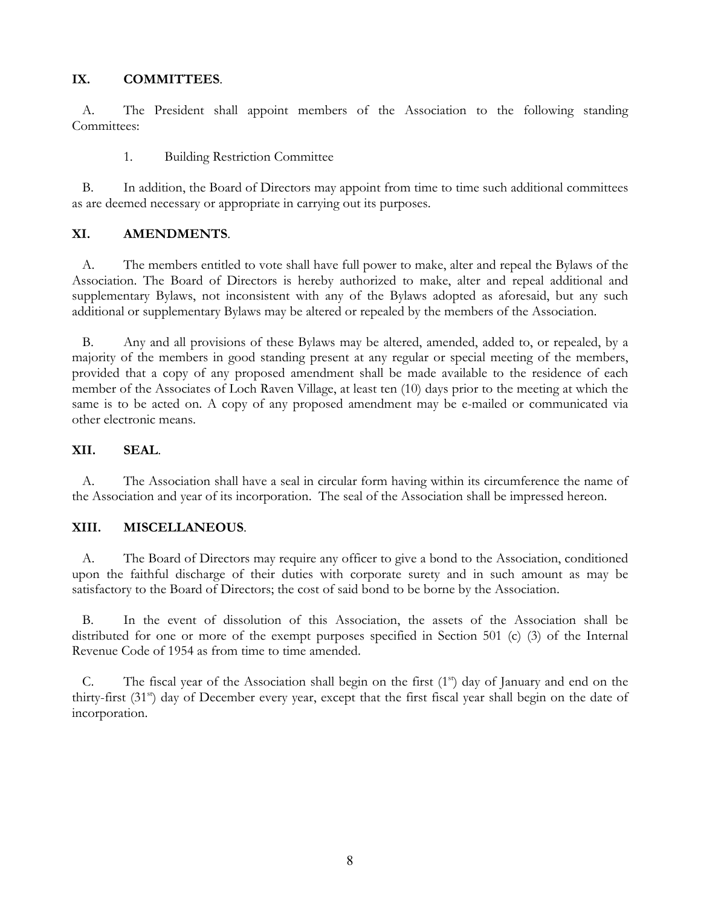## IX. COMMITTEES.

A. The President shall appoint members of the Association to the following standing Committees:

1. Building Restriction Committee

B. In addition, the Board of Directors may appoint from time to time such additional committees as are deemed necessary or appropriate in carrying out its purposes.

## XI. AMENDMENTS.

A. The members entitled to vote shall have full power to make, alter and repeal the Bylaws of the Association. The Board of Directors is hereby authorized to make, alter and repeal additional and supplementary Bylaws, not inconsistent with any of the Bylaws adopted as aforesaid, but any such additional or supplementary Bylaws may be altered or repealed by the members of the Association.

B. Any and all provisions of these Bylaws may be altered, amended, added to, or repealed, by a majority of the members in good standing present at any regular or special meeting of the members, provided that a copy of any proposed amendment shall be made available to the residence of each member of the Associates of Loch Raven Village, at least ten (10) days prior to the meeting at which the same is to be acted on. A copy of any proposed amendment may be e-mailed or communicated via other electronic means.

## XII. SEAL.

A. The Association shall have a seal in circular form having within its circumference the name of the Association and year of its incorporation. The seal of the Association shall be impressed hereon.

## XIII. MISCELLANEOUS.

A. The Board of Directors may require any officer to give a bond to the Association, conditioned upon the faithful discharge of their duties with corporate surety and in such amount as may be satisfactory to the Board of Directors; the cost of said bond to be borne by the Association.

B. In the event of dissolution of this Association, the assets of the Association shall be distributed for one or more of the exempt purposes specified in Section 501 (c) (3) of the Internal Revenue Code of 1954 as from time to time amended.

C. The fiscal year of the Association shall begin on the first (1st) day of January and end on the thirty-first (31st) day of December every year, except that the first fiscal year shall begin on the date of incorporation.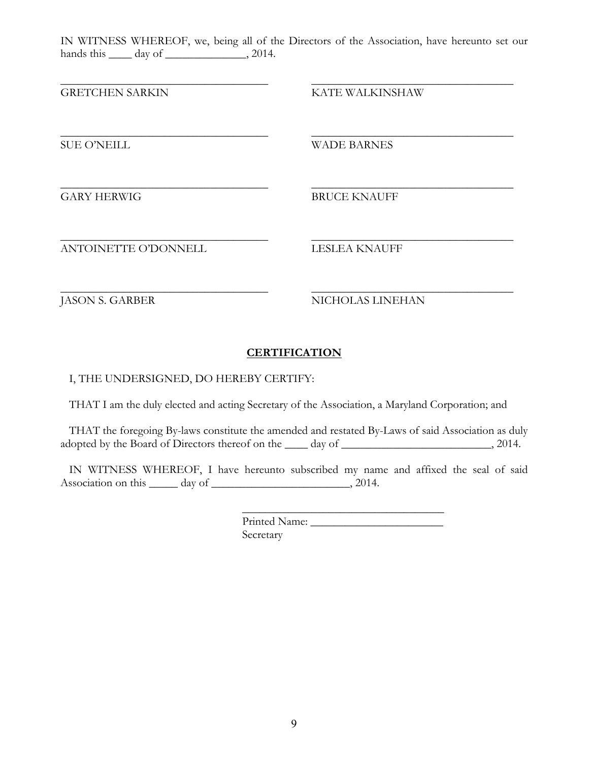IN WITNESS WHEREOF, we, being all of the Directors of the Association, have hereunto set our hands this ____ day of ______________, 2014.

| | |
|---|---|
| ___________________________________ | ___________________________________ |
| GRETCHEN SARKIN | KATE WALKINSHAW |
| ___________________________________ | ___________________________________ |
| SUE O'NEILL | WADE BARNES |
| ___________________________________ | ___________________________________ |
| GARY HERWIG | BRUCE KNAUFF |
| ___________________________________ | ___________________________________ |
| ANTOINETTE O'DONNELL | LESLEA KNAUFF |
| ___________________________________ | ___________________________________ |
| JASON S. GARBER | NICHOLAS LINEHAN |

**CERTIFICATION**

I, THE UNDERSIGNED, DO HEREBY CERTIFY:

THAT I am the duly elected and acting Secretary of the Association, a Maryland Corporation; and

THAT the foregoing By-laws constitute the amended and restated By-Laws of said Association as duly adopted by the Board of Directors thereof on the ____ day of ___________________________, 2014.

IN WITNESS WHEREOF, I have hereunto subscribed my name and affixed the seal of said Association on this _____ day of ________________________, 2014.

___________________________________
Printed Name: _______________________
Secretary